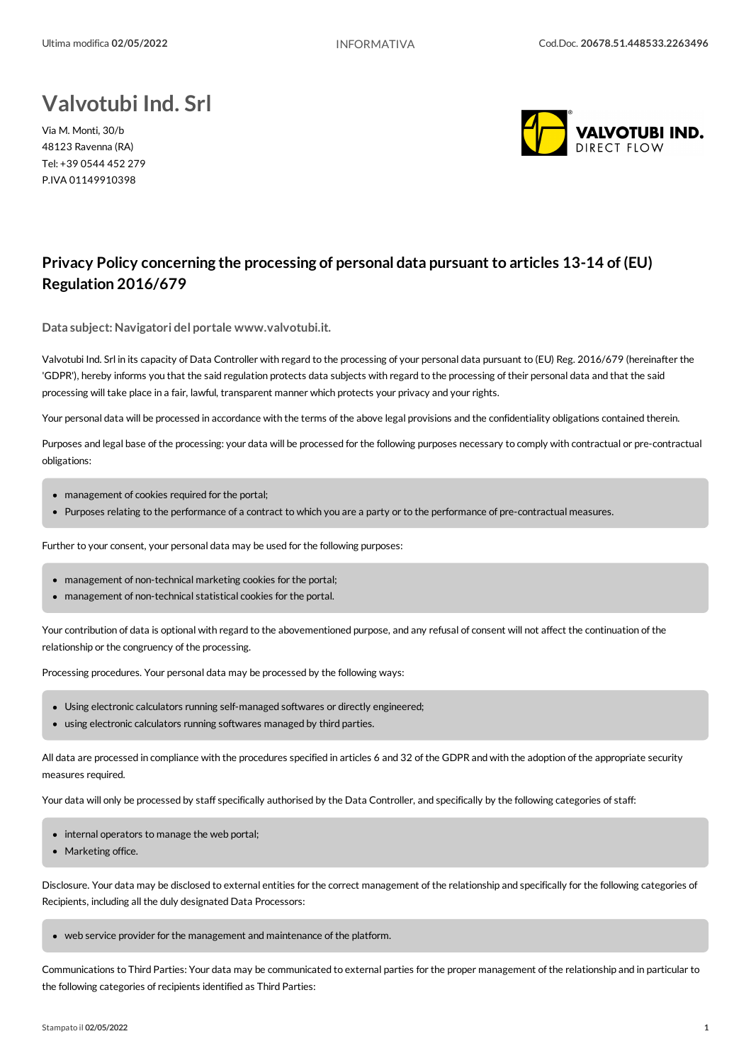# Valvotubi Ind. Srl

Via M. Monti, 30/b
48123 Ravenna (RA)
Tel: +39 0544 452 279
P.IVA 01149910398

## Privacy Policy concerning the processing of personal data pursuant to articles 13-14 of (EU) Regulation 2016/679

**Data subject: Navigatori del portale www.valvotubi.it.**

Valvotubi Ind. Srl in its capacity of Data Controller with regard to the processing of your personal data pursuant to (EU) Reg. 2016/679 (hereinafter the 'GDPR'), hereby informs you that the said regulation protects data subjects with regard to the processing of their personal data and that the said processing will take place in a fair, lawful, transparent manner which protects your privacy and your rights.

Your personal data will be processed in accordance with the terms of the above legal provisions and the confidentiality obligations contained therein.

Purposes and legal base of the processing: your data will be processed for the following purposes necessary to comply with contractual or pre-contractual obligations:

- management of cookies required for the portal;
- Purposes relating to the performance of a contract to which you are a party or to the performance of pre-contractual measures.

Further to your consent, your personal data may be used for the following purposes:

- management of non-technical marketing cookies for the portal;
- management of non-technical statistical cookies for the portal.

Your contribution of data is optional with regard to the abovementioned purpose, and any refusal of consent will not affect the continuation of the relationship or the congruency of the processing.

Processing procedures. Your personal data may be processed by the following ways:

- Using electronic calculators running self-managed softwares or directly engineered;
- using electronic calculators running softwares managed by third parties.

All data are processed in compliance with the procedures specified in articles 6 and 32 of the GDPR and with the adoption of the appropriate security measures required.

Your data will only be processed by staff specifically authorised by the Data Controller, and specifically by the following categories of staff:

- internal operators to manage the web portal;
- Marketing office.

Disclosure. Your data may be disclosed to external entities for the correct management of the relationship and specifically for the following categories of Recipients, including all the duly designated Data Processors:

- web service provider for the management and maintenance of the platform.

Communications to Third Parties: Your data may be communicated to external parties for the proper management of the relationship and in particular to the following categories of recipients identified as Third Parties: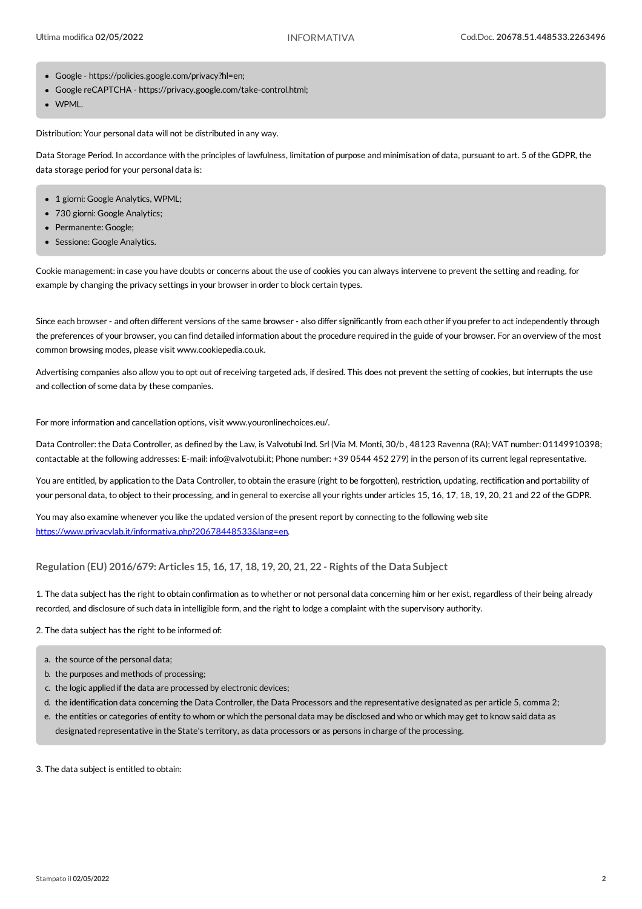- Google - https://policies.google.com/privacy?hl=en;
- Google reCAPTCHA - https://privacy.google.com/take-control.html;
- WPML.

Distribution: Your personal data will not be distributed in any way.

Data Storage Period. In accordance with the principles of lawfulness, limitation of purpose and minimisation of data, pursuant to art. 5 of the GDPR, the data storage period for your personal data is:

- 1 giorni: Google Analytics, WPML;
- 730 giorni: Google Analytics;
- Permanente: Google;
- Sessione: Google Analytics.

Cookie management: in case you have doubts or concerns about the use of cookies you can always intervene to prevent the setting and reading, for example by changing the privacy settings in your browser in order to block certain types.

Since each browser - and often different versions of the same browser - also differ significantly from each other if you prefer to act independently through the preferences of your browser, you can find detailed information about the procedure required in the guide of your browser. For an overview of the most common browsing modes, please visit www.cookiepedia.co.uk.

Advertising companies also allow you to opt out of receiving targeted ads, if desired. This does not prevent the setting of cookies, but interrupts the use and collection of some data by these companies.

For more information and cancellation options, visit www.youronlinechoices.eu/.

Data Controller: the Data Controller, as defined by the Law, is Valvotubi Ind. Srl (Via M. Monti, 30/b , 48123 Ravenna (RA); VAT number: 01149910398; contactable at the following addresses: E-mail: info@valvotubi.it; Phone number: +39 0544 452 279) in the person of its current legal representative.

You are entitled, by application to the Data Controller, to obtain the erasure (right to be forgotten), restriction, updating, rectification and portability of your personal data, to object to their processing, and in general to exercise all your rights under articles 15, 16, 17, 18, 19, 20, 21 and 22 of the GDPR.

You may also examine whenever you like the updated version of the present report by connecting to the following web site [https://www.privacylab.it/informativa.php?20678448533&lang=en](https://www.privacylab.it/informativa.php?20678448533&lang=en).

### Regulation (EU) 2016/679: Articles 15, 16, 17, 18, 19, 20, 21, 22 - Rights of the Data Subject

1. The data subject has the right to obtain confirmation as to whether or not personal data concerning him or her exist, regardless of their being already recorded, and disclosure of such data in intelligible form, and the right to lodge a complaint with the supervisory authority.

2. The data subject has the right to be informed of:

a. the source of the personal data;
b. the purposes and methods of processing;
c. the logic applied if the data are processed by electronic devices;
d. the identification data concerning the Data Controller, the Data Processors and the representative designated as per article 5, comma 2;
e. the entities or categories of entity to whom or which the personal data may be disclosed and who or which may get to know said data as designated representative in the State's territory, as data processors or as persons in charge of the processing.

3. The data subject is entitled to obtain: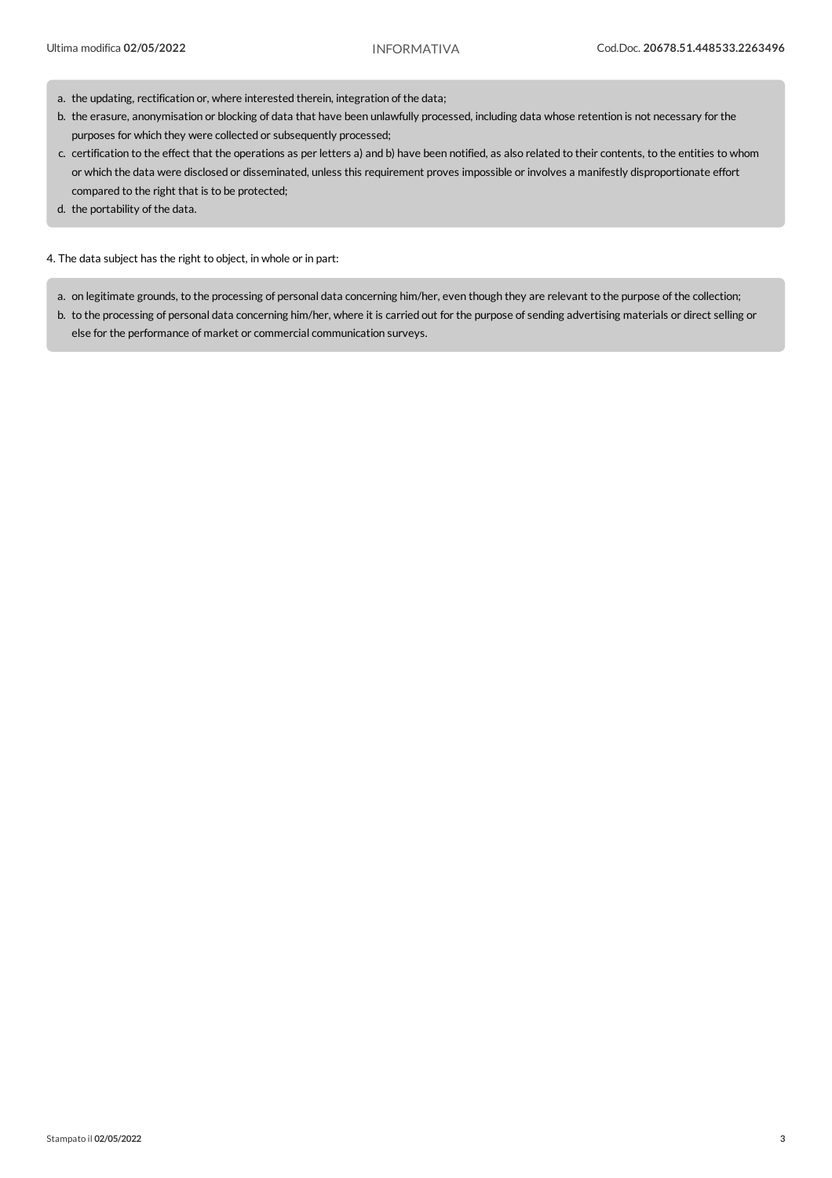a. the updating, rectification or, where interested therein, integration of the data;
b. the erasure, anonymisation or blocking of data that have been unlawfully processed, including data whose retention is not necessary for the purposes for which they were collected or subsequently processed;
c. certification to the effect that the operations as per letters a) and b) have been notified, as also related to their contents, to the entities to whom or which the data were disclosed or disseminated, unless this requirement proves impossible or involves a manifestly disproportionate effort compared to the right that is to be protected;
d. the portability of the data.

4. The data subject has the right to object, in whole or in part:

a. on legitimate grounds, to the processing of personal data concerning him/her, even though they are relevant to the purpose of the collection;
b. to the processing of personal data concerning him/her, where it is carried out for the purpose of sending advertising materials or direct selling or else for the performance of market or commercial communication surveys.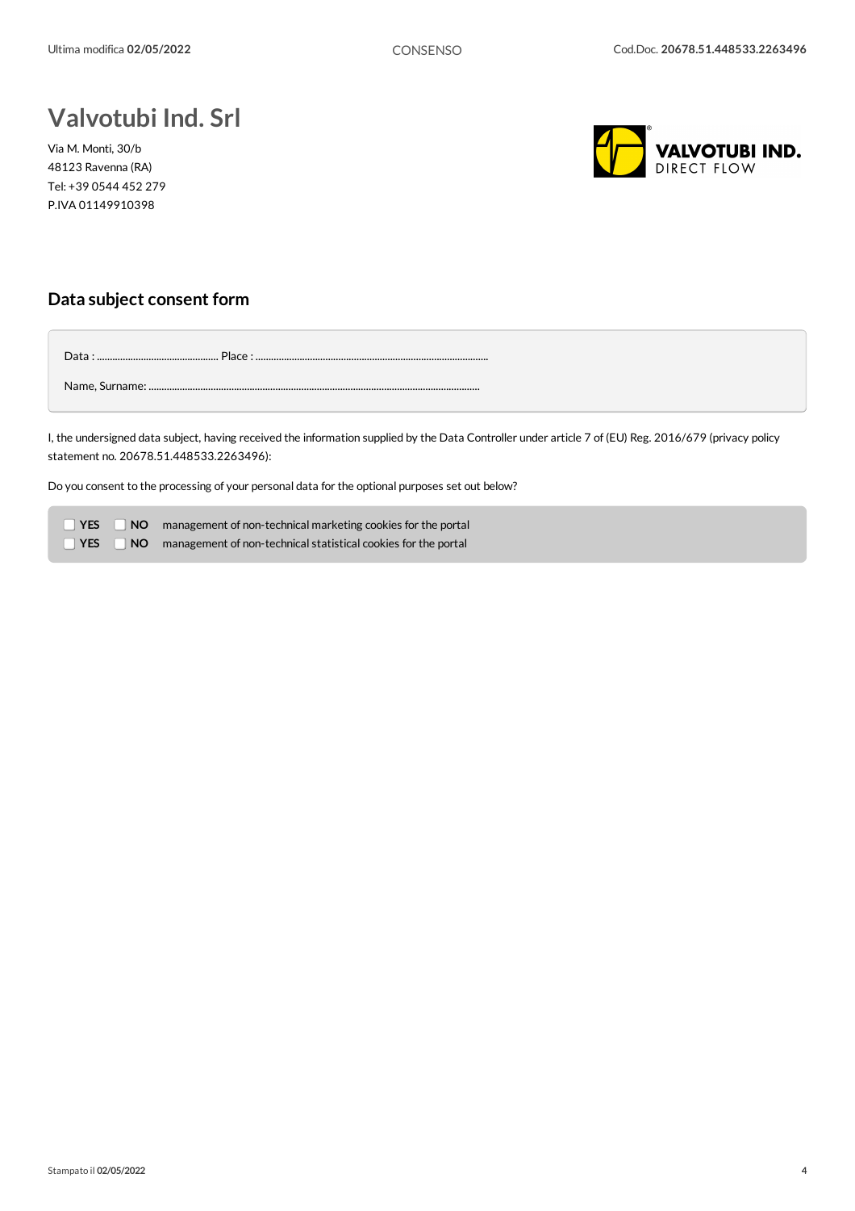# Valvotubi Ind. Srl

Via M. Monti, 30/b
48123 Ravenna (RA)
Tel: +39 0544 452 279
P.IVA 01149910398

## Data subject consent form

Data : ............................................... Place : .........................................................................................

Name, Surname: ..............................................................................................................................

I, the undersigned data subject, having received the information supplied by the Data Controller under article 7 of (EU) Reg. 2016/679 (privacy policy statement no. 20678.51.448533.2263496):

Do you consent to the processing of your personal data for the optional purposes set out below?

- ☐ **YES** ☐ **NO** management of non-technical marketing cookies for the portal
- ☐ **YES** ☐ **NO** management of non-technical statistical cookies for the portal